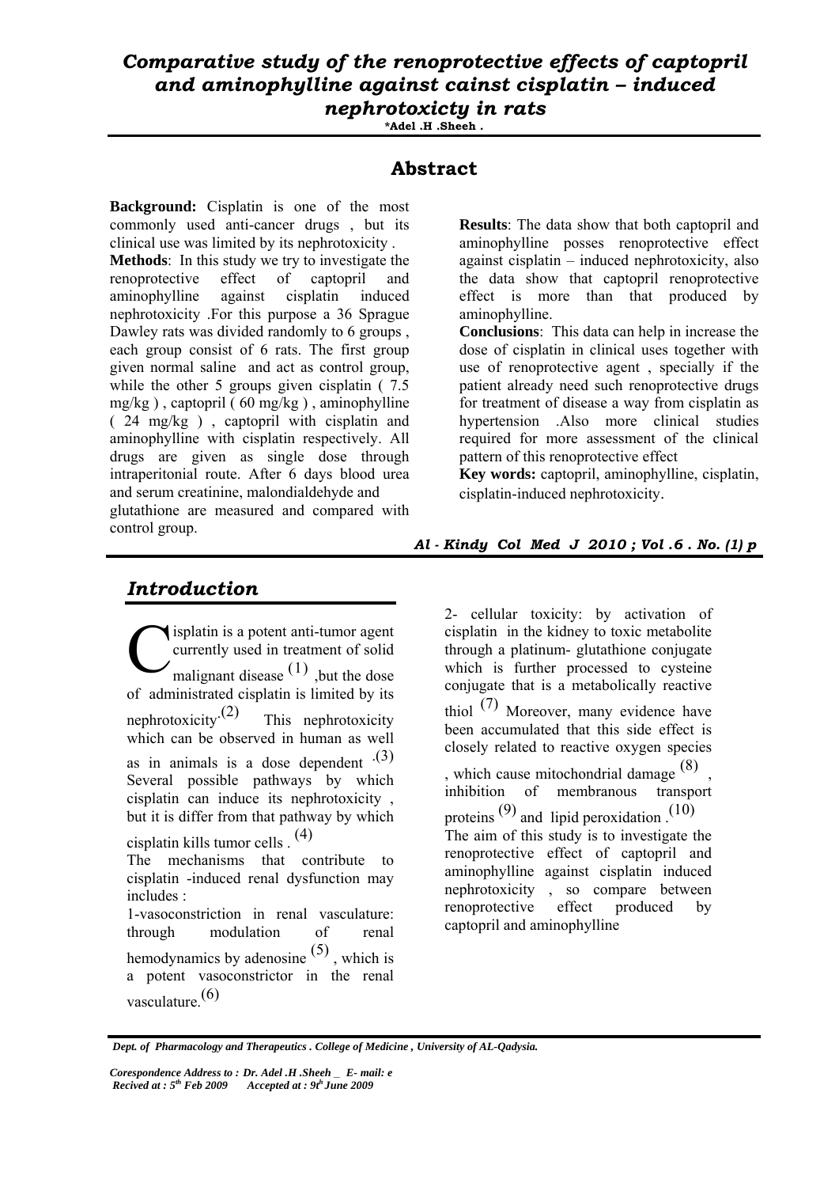# *Comparative study of the renoprotective effects of captopril and aminophylline against cainst cisplatin – induced nephrotoxicty in rats*

**\*Adel .H .Sheeh .**

## Abstract

**Background:** Cisplatin is one of the most commonly used anti-cancer drugs , but its clinical use was limited by its nephrotoxicity .

**Methods**: In this study we try to investigate the renoprotective effect of captopril and aminophylline against cisplatin induced nephrotoxicity .For this purpose a 36 Sprague Dawley rats was divided randomly to 6 groups , each group consist of 6 rats. The first group given normal saline and act as control group, while the other 5 groups given cisplatin ( 7.5 mg/kg ) , captopril ( 60 mg/kg ) , aminophylline ( 24 mg/kg ) , captopril with cisplatin and aminophylline with cisplatin respectively. All drugs are given as single dose through intraperitonial route. After 6 days blood urea and serum creatinine, malondialdehyde and glutathione are measured and compared with control group.

**Results**: The data show that both captopril and aminophylline posses renoprotective effect against cisplatin – induced nephrotoxicity, also the data show that captopril renoprotective effect is more than that produced by aminophylline.

**Conclusions**: This data can help in increase the dose of cisplatin in clinical uses together with use of renoprotective agent , specially if the patient already need such renoprotective drugs for treatment of disease a way from cisplatin as hypertension .Also more clinical studies required for more assessment of the clinical pattern of this renoprotective effect

**Key words:** captopril, aminophylline, cisplatin, cisplatin-induced nephrotoxicity.

## *Introduction*

Cisplatin is a potent anti-tumor agent currently used in treatment of solid malignant disease [1] ,but the dose of administrated cisplatin is limited by its nephrotoxicity.[2] This nephrotoxicity which can be observed in human as well as in animals is a dose dependent .[3] Several possible pathways by which cisplatin can induce its nephrotoxicity , but it is differ from that pathway by which cisplatin kills tumor cells . [4]

The mechanisms that contribute to cisplatin -induced renal dysfunction may includes :

1-vasoconstriction in renal vasculature: through modulation of renal hemodynamics by adenosine [5] , which is a potent vasoconstrictor in the renal vasculature.[6]

2- cellular toxicity: by activation of cisplatin in the kidney to toxic metabolite through a platinum- glutathione conjugate which is further processed to cysteine conjugate that is a metabolically reactive thiol [7] Moreover, many evidence have been accumulated that this side effect is closely related to reactive oxygen species , which cause mitochondrial damage [8] , inhibition of membranous transport proteins [9] and lipid peroxidation .[10]

The aim of this study is to investigate the renoprotective effect of captopril and aminophylline against cisplatin induced nephrotoxicity , so compare between renoprotective effect produced by captopril and aminophylline

*Dept. of Pharmacology and Therapeutics . College of Medicine , University of AL-Qadysia.*

*Corespondence Address to : Dr. Adel .H .Sheeh _ E- mail: e*
*Recived at : 5th Feb 2009 Accepted at : 9th June 2009*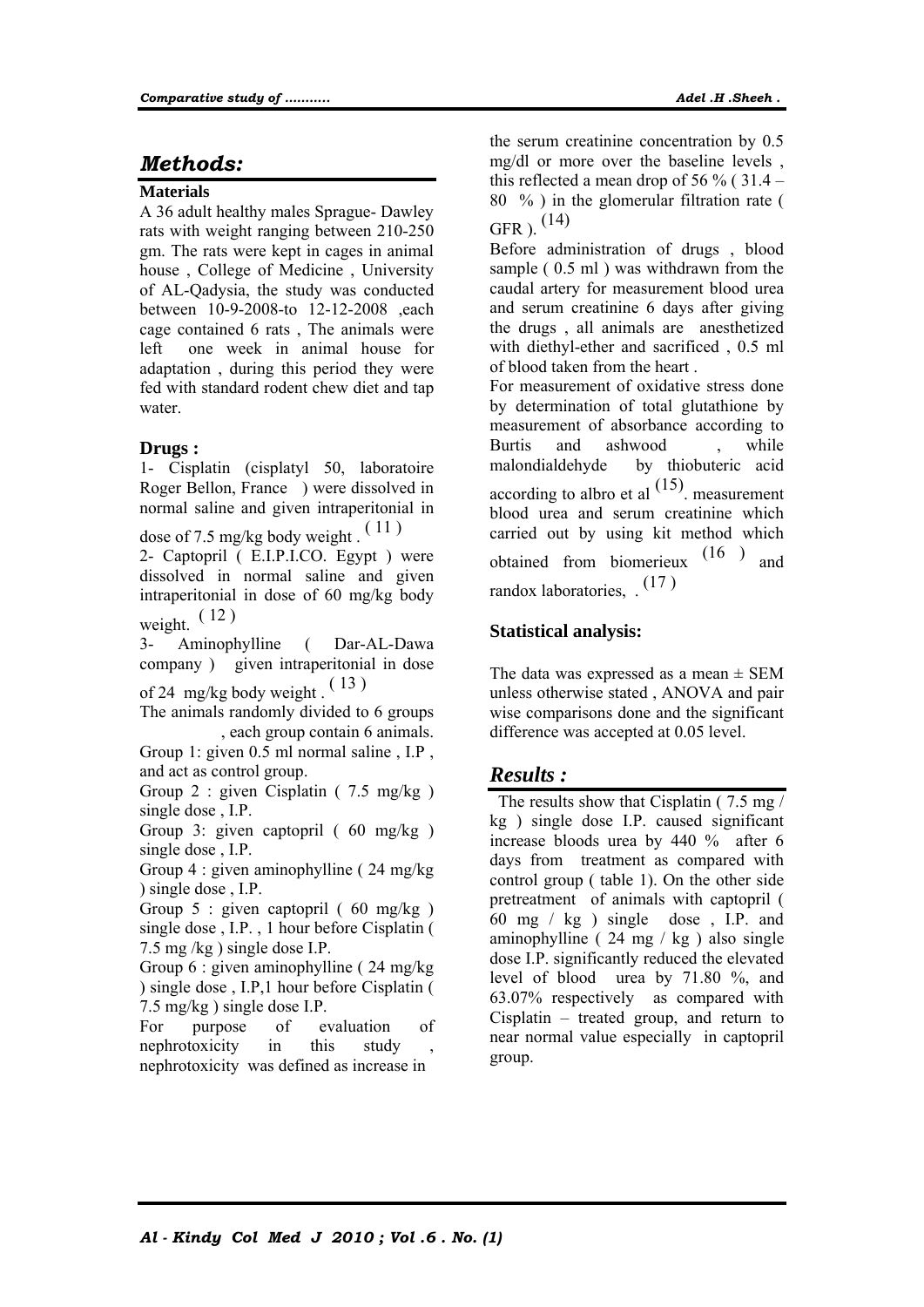## *Methods:*

### Materials

A 36 adult healthy males Sprague- Dawley rats with weight ranging between 210-250 gm. The rats were kept in cages in animal house , College of Medicine , University of AL-Qadysia, the study was conducted between 10-9-2008-to 12-12-2008 ,each cage contained 6 rats , The animals were left one week in animal house for adaptation , during this period they were fed with standard rodent chew diet and tap water.

### Drugs :

1- Cisplatin (cisplatyl 50, laboratoire Roger Bellon, France ) were dissolved in normal saline and given intraperitonial in dose of 7.5 mg/kg body weight . [11]

2- Captopril ( E.I.P.I.CO. Egypt ) were dissolved in normal saline and given intraperitonial in dose of 60 mg/kg body weight. [12]

3- Aminophylline ( Dar-AL-Dawa company ) given intraperitonial in dose of 24 mg/kg body weight . [13]

The animals randomly divided to 6 groups , each group contain 6 animals.

Group 1: given 0.5 ml normal saline , I.P , and act as control group.

Group 2 : given Cisplatin ( 7.5 mg/kg ) single dose , I.P.

Group 3: given captopril ( 60 mg/kg ) single dose , I.P.

Group 4 : given aminophylline ( 24 mg/kg ) single dose , I.P.

Group 5 : given captopril ( 60 mg/kg ) single dose , I.P. , 1 hour before Cisplatin ( 7.5 mg /kg ) single dose I.P.

Group 6 : given aminophylline ( 24 mg/kg ) single dose , I.P,1 hour before Cisplatin ( 7.5 mg/kg ) single dose I.P.

For purpose of evaluation of nephrotoxicity in this study , nephrotoxicity was defined as increase in the serum creatinine concentration by 0.5 mg/dl or more over the baseline levels , this reflected a mean drop of 56 % ( 31.4 – 80 % ) in the glomerular filtration rate ( GFR ). [14]

Before administration of drugs , blood sample ( 0.5 ml ) was withdrawn from the caudal artery for measurement blood urea and serum creatinine 6 days after giving the drugs , all animals are anesthetized with diethyl-ether and sacrificed , 0.5 ml of blood taken from the heart .

For measurement of oxidative stress done by determination of total glutathione by measurement of absorbance according to Burtis and ashwood , while malondialdehyde by thiobuteric acid according to albro et al [15]. measurement blood urea and serum creatinine which carried out by using kit method which obtained from biomerieux [16] and randox laboratories, . [17]

### Statistical analysis:

The data was expressed as a mean ± SEM unless otherwise stated , ANOVA and pair wise comparisons done and the significant difference was accepted at 0.05 level.

## *Results :*

The results show that Cisplatin ( 7.5 mg / kg ) single dose I.P. caused significant increase bloods urea by 440 % after 6 days from treatment as compared with control group ( table 1). On the other side pretreatment of animals with captopril ( 60 mg / kg ) single dose , I.P. and aminophylline ( 24 mg / kg ) also single dose I.P. significantly reduced the elevated level of blood urea by 71.80 %, and 63.07% respectively as compared with Cisplatin – treated group, and return to near normal value especially in captopril group.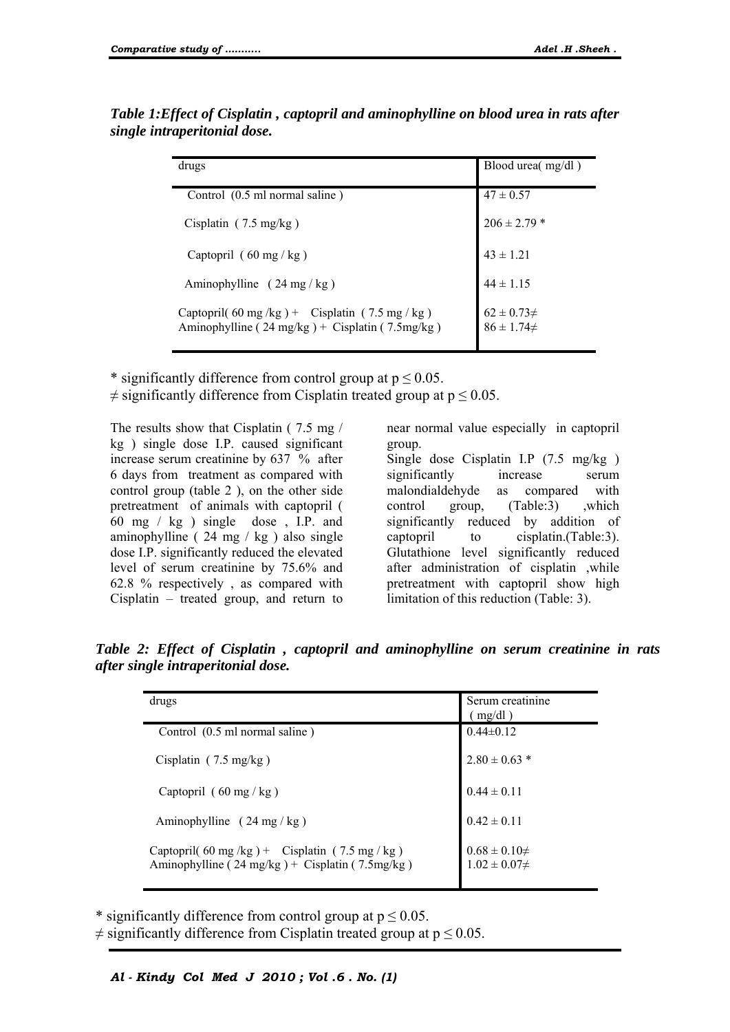***Table 1:Effect of Cisplatin , captopril and aminophylline on blood urea in rats after single intraperitonial dose.***

| drugs | Blood urea( mg/dl ) |
|---|---|
| Control (0.5 ml normal saline ) | $47 \pm 0.57$ |
| Cisplatin ( 7.5 mg/kg ) | $206 \pm 2.79$ * |
| Captopril ( 60 mg / kg ) | $43 \pm 1.21$ |
| Aminophylline ( 24 mg / kg ) | $44 \pm 1.15$ |
| Captopril( 60 mg /kg ) + Cisplatin ( 7.5 mg / kg ) | $62 \pm 0.73$≠ |
| Aminophylline ( 24 mg/kg ) + Cisplatin ( 7.5mg/kg ) | $86 \pm 1.74$≠ |

\* significantly difference from control group at $p \leq 0.05$.
≠ significantly difference from Cisplatin treated group at $p \leq 0.05$.

The results show that Cisplatin ( 7.5 mg / kg ) single dose I.P. caused significant increase serum creatinine by 637 % after 6 days from treatment as compared with control group (table 2 ), on the other side pretreatment of animals with captopril ( 60 mg / kg ) single dose , I.P. and aminophylline ( 24 mg / kg ) also single dose I.P. significantly reduced the elevated level of serum creatinine by 75.6% and 62.8 % respectively , as compared with Cisplatin – treated group, and return to near normal value especially in captopril group.

Single dose Cisplatin I.P (7.5 mg/kg ) significantly increase serum malondialdehyde as compared with control group, (Table:3) ,which significantly reduced by addition of captopril to cisplatin.(Table:3). Glutathione level significantly reduced after administration of cisplatin ,while pretreatment with captopril show high limitation of this reduction (Table: 3).

***Table 2: Effect of Cisplatin , captopril and aminophylline on serum creatinine in rats after single intraperitonial dose.***

| drugs | Serum creatinine ( mg/dl ) |
|---|---|
| Control (0.5 ml normal saline ) | $0.44 \pm 0.12$ |
| Cisplatin ( 7.5 mg/kg ) | $2.80 \pm 0.63$ * |
| Captopril ( 60 mg / kg ) | $0.44 \pm 0.11$ |
| Aminophylline ( 24 mg / kg ) | $0.42 \pm 0.11$ |
| Captopril( 60 mg /kg ) + Cisplatin ( 7.5 mg / kg ) | $0.68 \pm 0.10$≠ |
| Aminophylline ( 24 mg/kg ) + Cisplatin ( 7.5mg/kg ) | $1.02 \pm 0.07$≠ |

\* significantly difference from control group at $p \leq 0.05$.
≠ significantly difference from Cisplatin treated group at $p \leq 0.05$.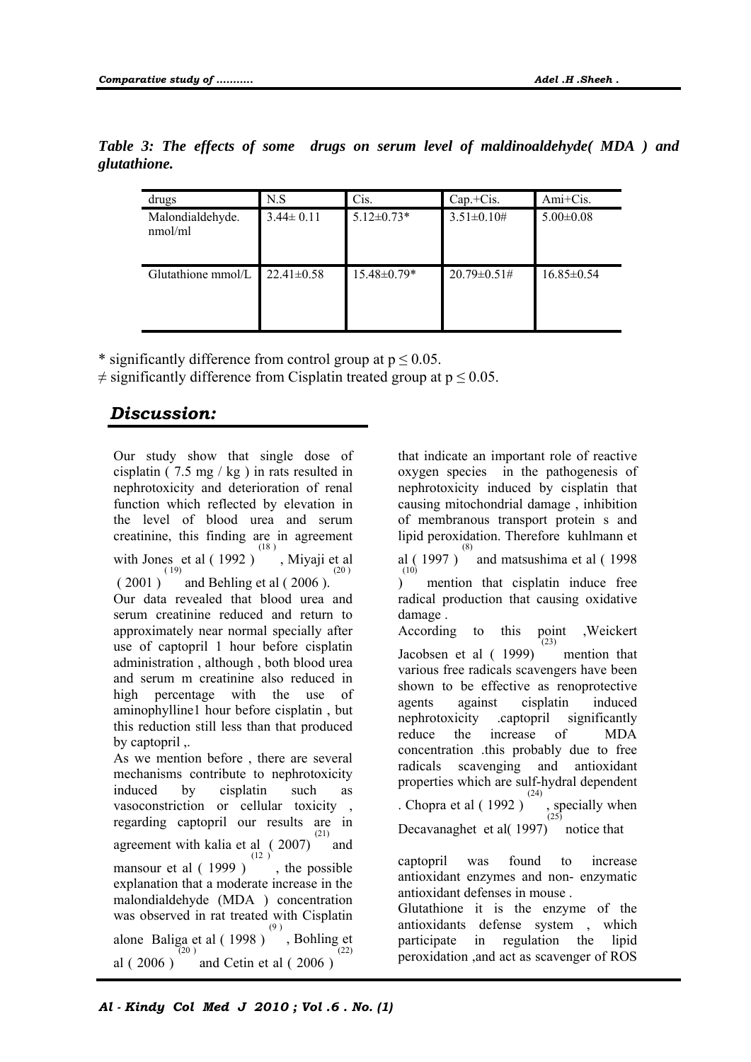***Table 3: The effects of some drugs on serum level of maldinoaldehyde( MDA ) and glutathione.***

| drugs | N.S | Cis. | Cap.+Cis. | Ami+Cis. |
|---|---|---|---|---|
| Malondialdehyde. nmol/ml | 3.44± 0.11 | 5.12±0.73* | 3.51±0.10# | 5.00±0.08 |
| Glutathione mmol/L | 22.41±0.58 | 15.48±0.79* | 20.79±0.51# | 16.85±0.54 |

\* significantly difference from control group at $p \leq 0.05$.

≠ significantly difference from Cisplatin treated group at $p \leq 0.05$.

## *Discussion:*

Our study show that single dose of cisplatin ( 7.5 mg / kg ) in rats resulted in nephrotoxicity and deterioration of renal function which reflected by elevation in the level of blood urea and serum creatinine, this finding are in agreement with Jones et al ( 1992 )[18], Miyaji et al ( 2001 )[19] and Behling et al ( 2006 )[20].

Our data revealed that blood urea and serum creatinine reduced and return to approximately near normal specially after use of captopril 1 hour before cisplatin administration , although , both blood urea and serum m creatinine also reduced in high percentage with the use of aminophylline1 hour before cisplatin , but this reduction still less than that produced by captopril ,.

As we mention before , there are several mechanisms contribute to nephrotoxicity induced by cisplatin such as vasoconstriction or cellular toxicity , regarding captopril our results are in agreement with kalia et al ( 2007)[21] and mansour et al ( 1999 )[12], the possible explanation that a moderate increase in the malondialdehyde (MDA ) concentration was observed in rat treated with Cisplatin alone Baliga et al ( 1998 )[9], Bohling et al ( 2006 )[20] and Cetin et al ( 2006 )[22] that indicate an important role of reactive oxygen species in the pathogenesis of nephrotoxicity induced by cisplatin that causing mitochondrial damage , inhibition of membranous transport protein s and lipid peroxidation. Therefore kuhlmann et al ( 1997 )[8] and matsushima et al ( 1998 )[10] mention that cisplatin induce free radical production that causing oxidative damage .

According to this point ,Weickert Jacobsen et al ( 1999)[23] mention that various free radicals scavengers have been shown to be effective as renoprotective agents against cisplatin induced nephrotoxicity .captopril significantly reduce the increase of MDA concentration .this probably due to free radicals scavenging and antioxidant properties which are sulf-hydral dependent . Chopra et al ( 1992 )[24], specially when Decavanaghet et al( 1997)[25] notice that captopril was found to increase antioxidant enzymes and non- enzymatic antioxidant defenses in mouse .

Glutathione it is the enzyme of the antioxidants defense system , which participate in regulation the lipid peroxidation ,and act as scavenger of ROS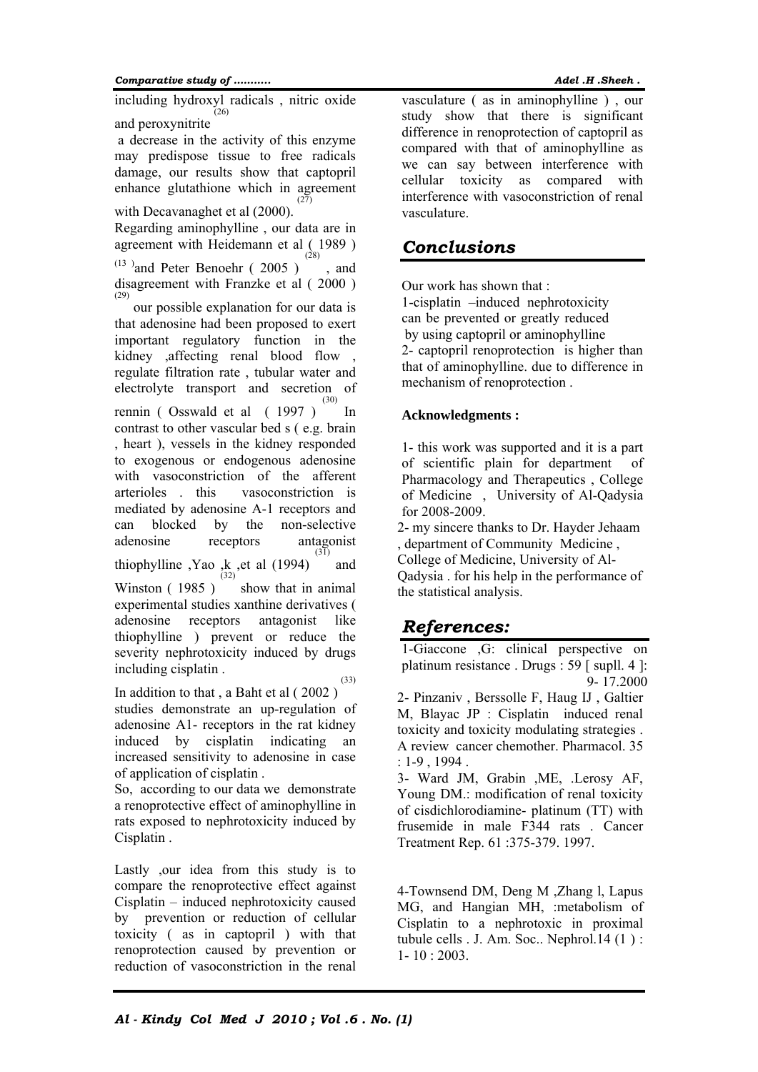including hydroxyl radicals , nitric oxide and peroxynitrite [26]

a decrease in the activity of this enzyme may predispose tissue to free radicals damage, our results show that captopril enhance glutathione which in agreement with Decavanaghet et al (2000). [27]

Regarding aminophylline , our data are in agreement with Heidemann et al ( 1989 ) [13] and Peter Benoehr ( 2005 ) [28] , and disagreement with Franzke et al ( 2000 ) [29] our possible explanation for our data is that adenosine had been proposed to exert important regulatory function in the kidney ,affecting renal blood flow , regulate filtration rate , tubular water and electrolyte transport and secretion of rennin ( Osswald et al ( 1997 ) [30] In contrast to other vascular bed s ( e.g. brain , heart ), vessels in the kidney responded to exogenous or endogenous adenosine with vasoconstriction of the afferent arterioles . this vasoconstriction is mediated by adenosine A-1 receptors and can blocked by the non-selective adenosine receptors antagonist thiophylline ,Yao ,k ,et al (1994) [31] and Winston ( 1985 ) [32] show that in animal experimental studies xanthine derivatives ( adenosine receptors antagonist like thiophylline ) prevent or reduce the severity nephrotoxicity induced by drugs including cisplatin .

In addition to that , a Baht et al ( 2002 ) [33] studies demonstrate an up-regulation of adenosine A1- receptors in the rat kidney induced by cisplatin indicating an increased sensitivity to adenosine in case of application of cisplatin .

So, according to our data we demonstrate a renoprotective effect of aminophylline in rats exposed to nephrotoxicity induced by Cisplatin .

Lastly ,our idea from this study is to compare the renoprotective effect against Cisplatin – induced nephrotoxicity caused by prevention or reduction of cellular toxicity ( as in captopril ) with that renoprotection caused by prevention or reduction of vasoconstriction in the renal vasculature ( as in aminophylline ) , our study show that there is significant difference in renoprotection of captopril as compared with that of aminophylline as we can say between interference with cellular toxicity as compared with interference with vasoconstriction of renal vasculature.

## *Conclusions*

Our work has shown that :

1-cisplatin –induced nephrotoxicity can be prevented or greatly reduced by using captopril or aminophylline

2- captopril renoprotection is higher than that of aminophylline. due to difference in mechanism of renoprotection .

**Acknowledgments :**

1- this work was supported and it is a part of scientific plain for department of Pharmacology and Therapeutics , College of Medicine , University of Al-Qadysia for 2008-2009.

2- my sincere thanks to Dr. Hayder Jehaam , department of Community Medicine , College of Medicine, University of Al-Qadysia . for his help in the performance of the statistical analysis.

## *References:*

1-Giaccone ,G: clinical perspective on platinum resistance . Drugs : 59 [ supll. 4 ]: 9- 17.2000

2- Pinzaniv , Berssolle F, Haug IJ , Galtier M, Blayac JP : Cisplatin induced renal toxicity and toxicity modulating strategies . A review cancer chemother. Pharmacol. 35 : 1-9 , 1994 .

3- Ward JM, Grabin ,ME, .Lerosy AF, Young DM.: modification of renal toxicity of cisdichlorodiamine- platinum (TT) with frusemide in male F344 rats . Cancer Treatment Rep. 61 :375-379. 1997.

4-Townsend DM, Deng M ,Zhang l, Lapus MG, and Hangian MH, :metabolism of Cisplatin to a nephrotoxic in proximal tubule cells . J. Am. Soc.. Nephrol.14 (1 ) : 1- 10 : 2003.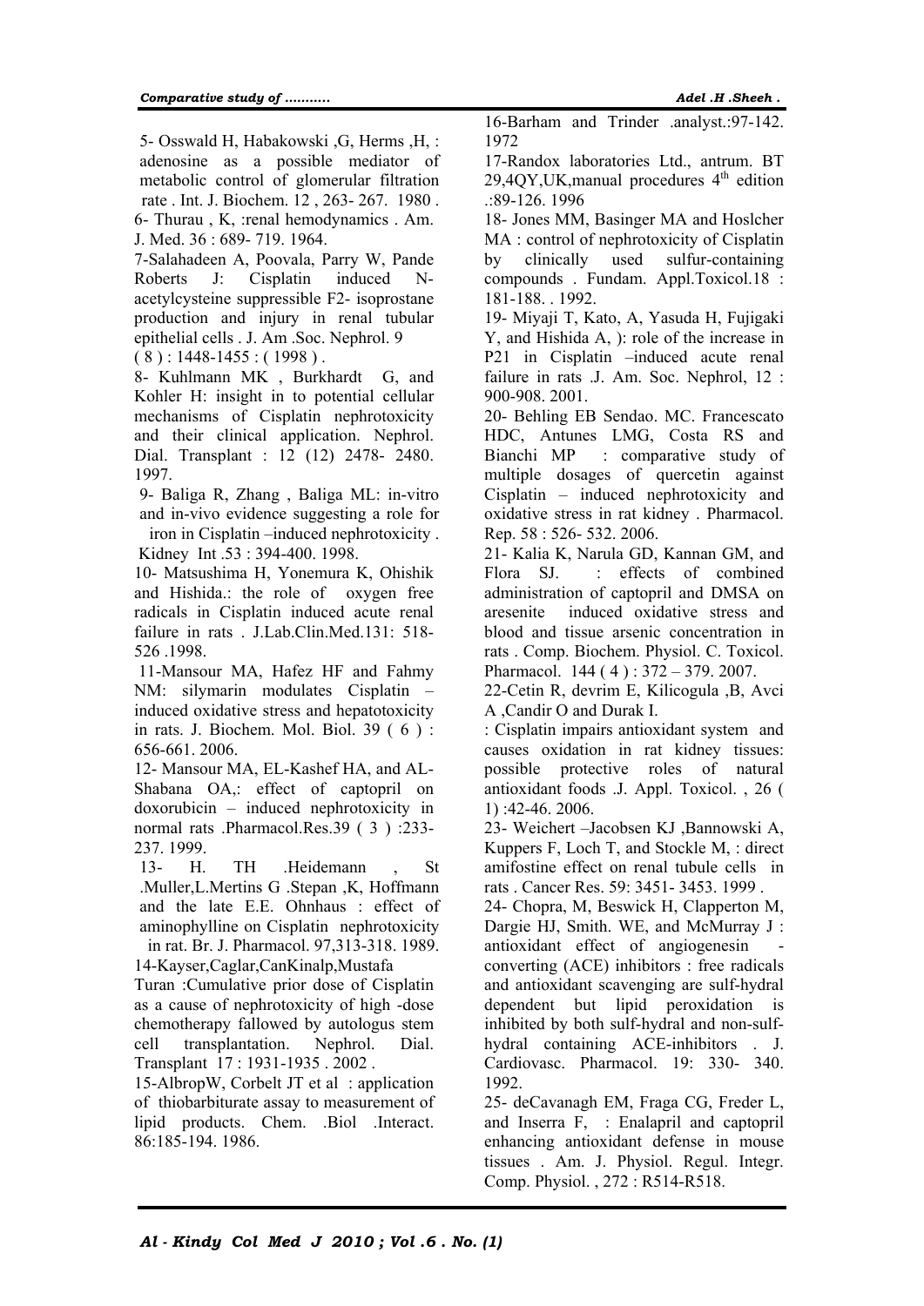5- Osswald H, Habakowski ,G, Herms ,H, : adenosine as a possible mediator of metabolic control of glomerular filtration rate . Int. J. Biochem. 12 , 263- 267. 1980 .

6- Thurau , K, :renal hemodynamics . Am. J. Med. 36 : 689- 719. 1964.

7-Salahadeen A, Poovala, Parry W, Pande Roberts J: Cisplatin induced N-acetylcysteine suppressible F2- isoprostane production and injury in renal tubular epithelial cells . J. Am .Soc. Nephrol. 9 ( 8 ) : 1448-1455 : ( 1998 ) .

8- Kuhlmann MK , Burkhardt G, and Kohler H: insight in to potential cellular mechanisms of Cisplatin nephrotoxicity and their clinical application. Nephrol. Dial. Transplant : 12 (12) 2478- 2480. 1997.

9- Baliga R, Zhang , Baliga ML: in-vitro and in-vivo evidence suggesting a role for iron in Cisplatin –induced nephrotoxicity . Kidney Int .53 : 394-400. 1998.

10- Matsushima H, Yonemura K, Ohishik and Hishida.: the role of oxygen free radicals in Cisplatin induced acute renal failure in rats . J.Lab.Clin.Med.131: 518-526 .1998.

11-Mansour MA, Hafez HF and Fahmy NM: silymarin modulates Cisplatin – induced oxidative stress and hepatotoxicity in rats. J. Biochem. Mol. Biol. 39 ( 6 ) : 656-661. 2006.

12- Mansour MA, EL-Kashef HA, and AL-Shabana OA,: effect of captopril on doxorubicin – induced nephrotoxicity in normal rats .Pharmacol.Res.39 ( 3 ) :233-237. 1999.

13- H. TH .Heidemann , St .Muller,L.Mertins G .Stepan ,K, Hoffmann and the late E.E. Ohnhaus : effect of aminophylline on Cisplatin nephrotoxicity in rat. Br. J. Pharmacol. 97,313-318. 1989.

14-Kayser,Caglar,CanKinalp,Mustafa Turan :Cumulative prior dose of Cisplatin as a cause of nephrotoxicity of high -dose chemotherapy fallowed by autologus stem cell transplantation. Nephrol. Dial. Transplant 17 : 1931-1935 . 2002 .

15-AlbropW, Corbelt JT et al : application of thiobarbiturate assay to measurement of lipid products. Chem. .Biol .Interact. 86:185-194. 1986.

16-Barham and Trinder .analyst.:97-142. 1972

17-Randox laboratories Ltd., antrum. BT 29,4QY,UK,manual procedures 4[th] edition .:89-126. 1996

18- Jones MM, Basinger MA and Hoslcher MA : control of nephrotoxicity of Cisplatin by clinically used sulfur-containing compounds . Fundam. Appl.Toxicol.18 : 181-188. . 1992.

19- Miyaji T, Kato, A, Yasuda H, Fujigaki Y, and Hishida A, ): role of the increase in P21 in Cisplatin –induced acute renal failure in rats .J. Am. Soc. Nephrol, 12 : 900-908. 2001.

20- Behling EB Sendao. MC. Francescato HDC, Antunes LMG, Costa RS and Bianchi MP : comparative study of multiple dosages of quercetin against Cisplatin – induced nephrotoxicity and oxidative stress in rat kidney . Pharmacol. Rep. 58 : 526- 532. 2006.

21- Kalia K, Narula GD, Kannan GM, and Flora SJ. : effects of combined administration of captopril and DMSA on aresenite induced oxidative stress and blood and tissue arsenic concentration in rats . Comp. Biochem. Physiol. C. Toxicol. Pharmacol. 144 ( 4 ) : 372 – 379. 2007.

22-Cetin R, devrim E, Kilicogula ,B, Avci A ,Candir O and Durak I.

: Cisplatin impairs antioxidant system and causes oxidation in rat kidney tissues: possible protective roles of natural antioxidant foods .J. Appl. Toxicol. , 26 ( 1) :42-46. 2006.

23- Weichert –Jacobsen KJ ,Bannowski A, Kuppers F, Loch T, and Stockle M, : direct amifostine effect on renal tubule cells in rats . Cancer Res. 59: 3451- 3453. 1999 .

24- Chopra, M, Beswick H, Clapperton M, Dargie HJ, Smith. WE, and McMurray J : antioxidant effect of angiogenesin - converting (ACE) inhibitors : free radicals and antioxidant scavenging are sulf-hydral dependent but lipid peroxidation is inhibited by both sulf-hydral and non-sulf-hydral containing ACE-inhibitors . J. Cardiovasc. Pharmacol. 19: 330- 340. 1992.

25- deCavanagh EM, Fraga CG, Freder L, and Inserra F, : Enalapril and captopril enhancing antioxidant defense in mouse tissues . Am. J. Physiol. Regul. Integr. Comp. Physiol. , 272 : R514-R518.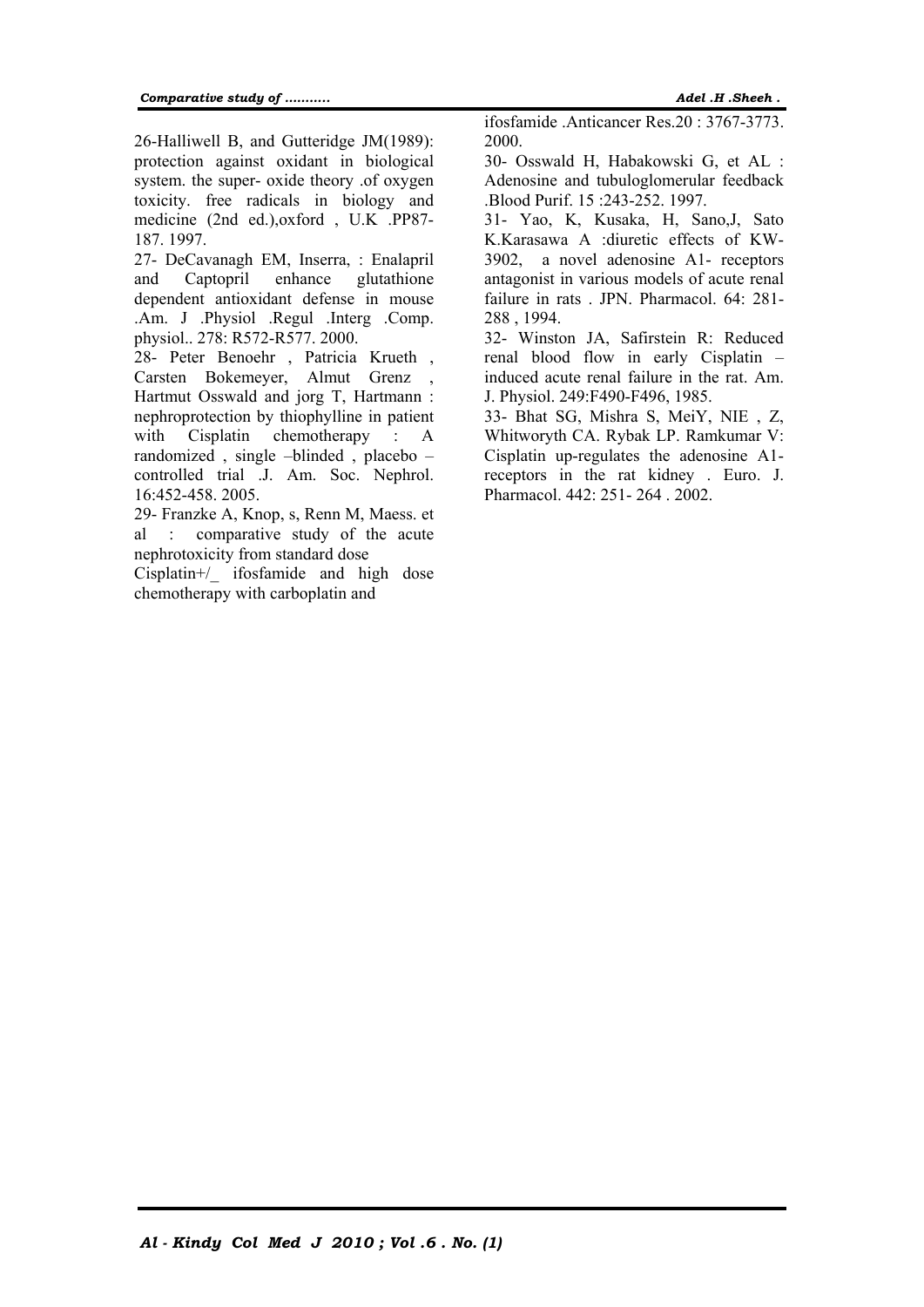26-Halliwell B, and Gutteridge JM(1989): protection against oxidant in biological system. the super- oxide theory .of oxygen toxicity. free radicals in biology and medicine (2nd ed.),oxford , U.K .PP87-187. 1997.

27- DeCavanagh EM, Inserra, : Enalapril and Captopril enhance glutathione dependent antioxidant defense in mouse .Am. J .Physiol .Regul .Interg .Comp. physiol.. 278: R572-R577. 2000.

28- Peter Benoehr , Patricia Krueth , Carsten Bokemeyer, Almut Grenz , Hartmut Osswald and jorg T, Hartmann : nephroprotection by thiophylline in patient with Cisplatin chemotherapy : A randomized , single –blinded , placebo – controlled trial .J. Am. Soc. Nephrol. 16:452-458. 2005.

29- Franzke A, Knop, s, Renn M, Maess. et al : comparative study of the acute nephrotoxicity from standard dose Cisplatin+/_ ifosfamide and high dose chemotherapy with carboplatin and ifosfamide .Anticancer Res.20 : 3767-3773. 2000.

30- Osswald H, Habakowski G, et AL : Adenosine and tubuloglomerular feedback .Blood Purif. 15 :243-252. 1997.

31- Yao, K, Kusaka, H, Sano,J, Sato K.Karasawa A :diuretic effects of KW-3902, a novel adenosine A1- receptors antagonist in various models of acute renal failure in rats . JPN. Pharmacol. 64: 281-288 , 1994.

32- Winston JA, Safirstein R: Reduced renal blood flow in early Cisplatin – induced acute renal failure in the rat. Am. J. Physiol. 249:F490-F496, 1985.

33- Bhat SG, Mishra S, MeiY, NIE , Z, Whitworyth CA. Rybak LP. Ramkumar V: Cisplatin up-regulates the adenosine A1-receptors in the rat kidney . Euro. J. Pharmacol. 442: 251- 264 . 2002.